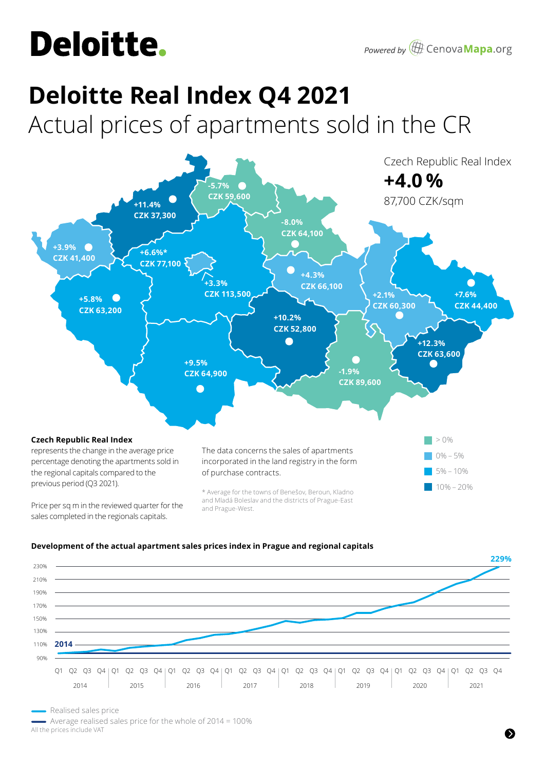# Deloitte Real Index Q4 2021

## Actual prices of apartments sold in the CR

Powered by CenovaMapa.org

**Czech Republic Real Index**

**+4.0 %**

87,700 CZK/sqm

| Change | Price |
|---|---|
| +11.4% | CZK 37,300 |
| -5.7% | CZK 59,600 |
| -8.0% | CZK 64,100 |
| +3.9% | CZK 41,400 |
| +6.6%* | CZK 77,100 |
| +3.3% | CZK 113,500 |
| +4.3% | CZK 66,100 |
| +5.8% | CZK 63,200 |
| +2.1% | CZK 60,300 |
| +7.6% | CZK 44,400 |
| +10.2% | CZK 52,800 |
| +12.3% | CZK 63,600 |
| +9.5% | CZK 64,900 |
| -1.9% | CZK 89,600 |

Legend: > 0%; 0% – 5%; 5% – 10%; 10% – 20%

**Czech Republic Real Index** represents the change in the average price percentage denoting the apartments sold in the regional capitals compared to the previous period (Q3 2021).

Price per sq m in the reviewed quarter for the sales completed in the regionals capitals.

The data concerns the sales of apartments incorporated in the land registry in the form of purchase contracts.

\* Average for the towns of Benešov, Beroun, Kladno and Mladá Boleslav and the districts of Prague-East and Prague-West.

**Development of the actual apartment sales prices index in Prague and regional capitals**

2014 – 229%

- Realised sales price
- Average realised sales price for the whole of 2014 = 100%

All the prices include VAT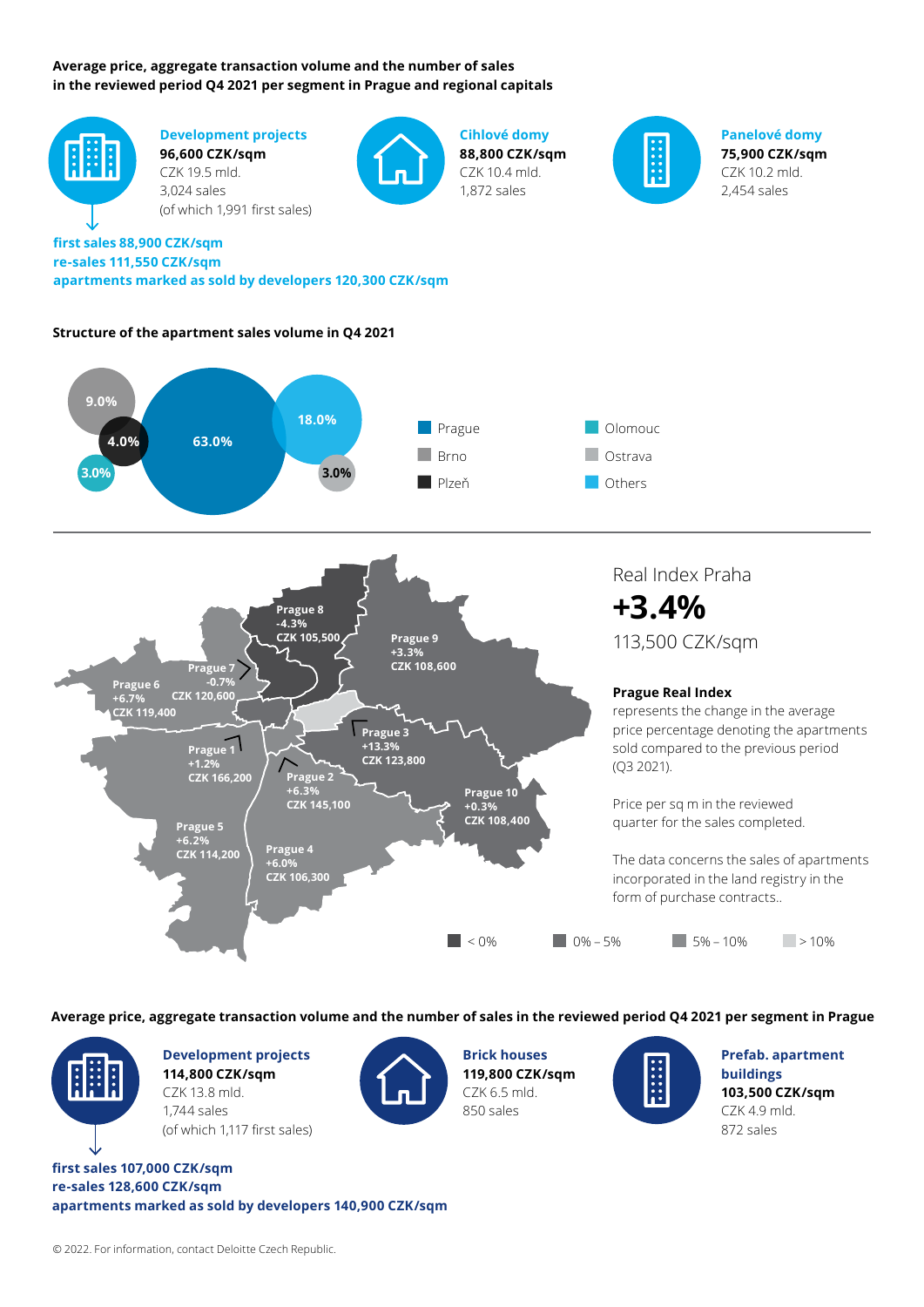**Average price, aggregate transaction volume and the number of sales in the reviewed period Q4 2021 per segment in Prague and regional capitals**

**Development projects**
**96,600 CZK/sqm**
CZK 19.5 mld.
3,024 sales
(of which 1,991 first sales)

**Cihlové domy**
**88,800 CZK/sqm**
CZK 10.4 mld.
1,872 sales

**Panelové domy**
**75,900 CZK/sqm**
CZK 10.2 mld.
2,454 sales

**first sales 88,900 CZK/sqm**
**re-sales 111,550 CZK/sqm**
**apartments marked as sold by developers 120,300 CZK/sqm**

**Structure of the apartment sales volume in Q4 2021**

9.0%
4.0%
63.0%
18.0%
3.0%
3.0%

Prague
Brno
Plzeň
Olomouc
Ostrava
Others

Prague 8
-4.3%
CZK 105,500

Prague 9
+3.3%
CZK 108,600

Prague 7
-0.7%
CZK 120,600

Prague 6
+6.7%
CZK 119,400

Prague 1
+1.2%
CZK 166,200

Prague 3
+13.3%
CZK 123,800

Prague 2
+6.3%
CZK 145,100

Prague 10
+0.3%
CZK 108,400

Prague 5
+6.2%
CZK 114,200

Prague 4
+6.0%
CZK 106,300

< 0%
0% – 5%
5% – 10%
> 10%

Real Index Praha
**+3.4%**
113,500 CZK/sqm

**Prague Real Index**
represents the change in the average price percentage denoting the apartments sold compared to the previous period (Q3 2021).

Price per sq m in the reviewed quarter for the sales completed.

The data concerns the sales of apartments incorporated in the land registry in the form of purchase contracts..

**Average price, aggregate transaction volume and the number of sales in the reviewed period Q4 2021 per segment in Prague**

**Development projects**
**114,800 CZK/sqm**
CZK 13.8 mld.
1,744 sales
(of which 1,117 first sales)

**Brick houses**
**119,800 CZK/sqm**
CZK 6.5 mld.
850 sales

**Prefab. apartment buildings**
**103,500 CZK/sqm**
CZK 4.9 mld.
872 sales

**first sales 107,000 CZK/sqm**
**re-sales 128,600 CZK/sqm**
**apartments marked as sold by developers 140,900 CZK/sqm**

© 2022. For information, contact Deloitte Czech Republic.